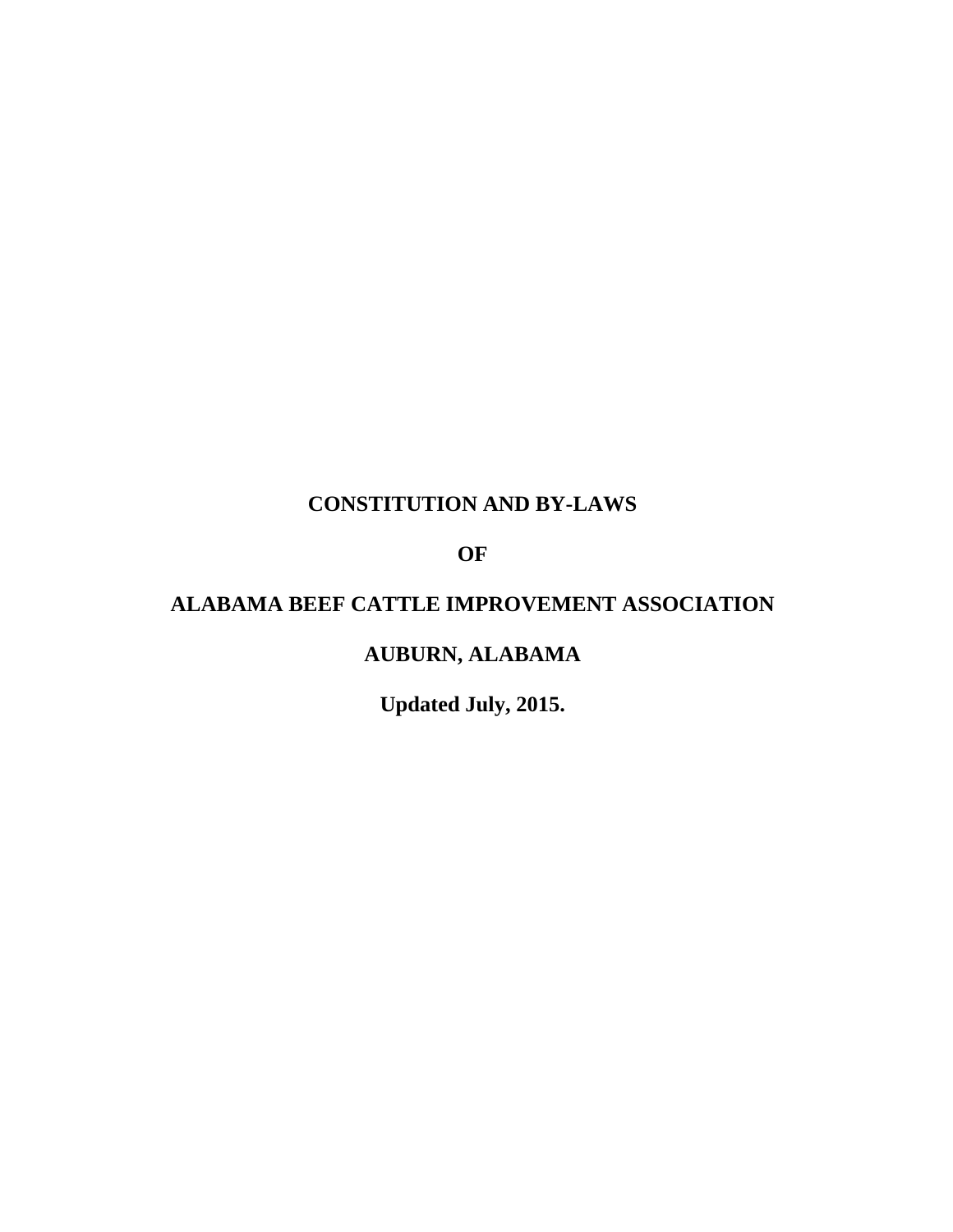# CONSTITUTION AND BY-LAWS

# OF

# ALABAMA BEEF CATTLE IMPROVEMENT ASSOCIATION

# AUBURN, ALABAMA

**Updated July, 2015.**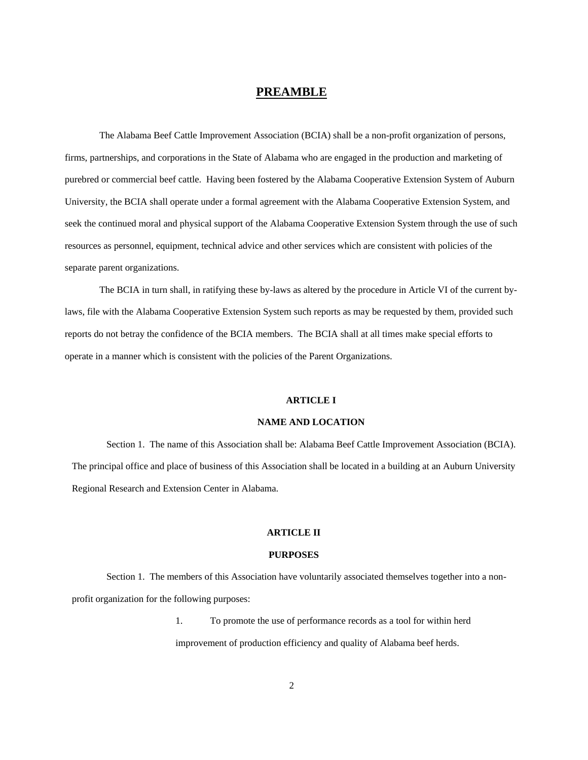# PREAMBLE

The Alabama Beef Cattle Improvement Association (BCIA) shall be a non-profit organization of persons, firms, partnerships, and corporations in the State of Alabama who are engaged in the production and marketing of purebred or commercial beef cattle. Having been fostered by the Alabama Cooperative Extension System of Auburn University, the BCIA shall operate under a formal agreement with the Alabama Cooperative Extension System, and seek the continued moral and physical support of the Alabama Cooperative Extension System through the use of such resources as personnel, equipment, technical advice and other services which are consistent with policies of the separate parent organizations.

The BCIA in turn shall, in ratifying these by-laws as altered by the procedure in Article VI of the current by-laws, file with the Alabama Cooperative Extension System such reports as may be requested by them, provided such reports do not betray the confidence of the BCIA members. The BCIA shall at all times make special efforts to operate in a manner which is consistent with the policies of the Parent Organizations.

## ARTICLE I

## NAME AND LOCATION

Section 1. The name of this Association shall be: Alabama Beef Cattle Improvement Association (BCIA). The principal office and place of business of this Association shall be located in a building at an Auburn University Regional Research and Extension Center in Alabama.

## ARTICLE II

## PURPOSES

Section 1. The members of this Association have voluntarily associated themselves together into a non-profit organization for the following purposes:

1. To promote the use of performance records as a tool for within herd improvement of production efficiency and quality of Alabama beef herds.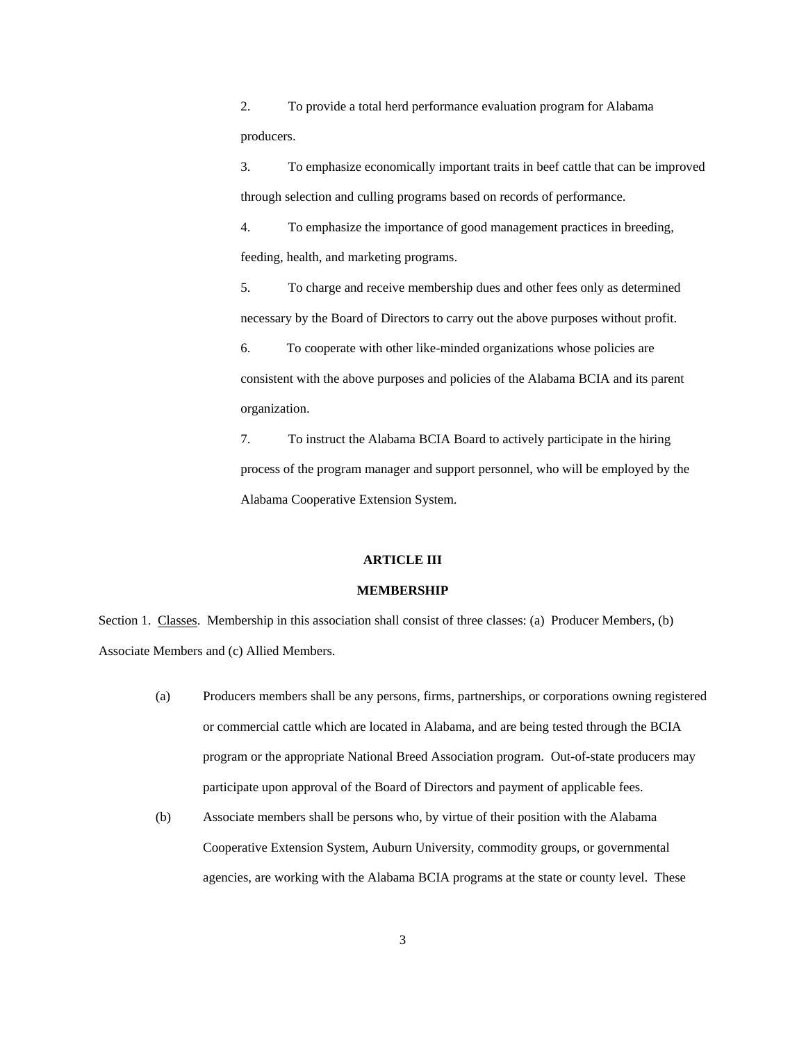2. To provide a total herd performance evaluation program for Alabama producers.

3. To emphasize economically important traits in beef cattle that can be improved through selection and culling programs based on records of performance.

4. To emphasize the importance of good management practices in breeding, feeding, health, and marketing programs.

5. To charge and receive membership dues and other fees only as determined necessary by the Board of Directors to carry out the above purposes without profit.

6. To cooperate with other like-minded organizations whose policies are consistent with the above purposes and policies of the Alabama BCIA and its parent organization.

7. To instruct the Alabama BCIA Board to actively participate in the hiring process of the program manager and support personnel, who will be employed by the Alabama Cooperative Extension System.

## ARTICLE III

## MEMBERSHIP

Section 1. Classes. Membership in this association shall consist of three classes: (a) Producer Members, (b) Associate Members and (c) Allied Members.

(a) Producers members shall be any persons, firms, partnerships, or corporations owning registered or commercial cattle which are located in Alabama, and are being tested through the BCIA program or the appropriate National Breed Association program. Out-of-state producers may participate upon approval of the Board of Directors and payment of applicable fees.

(b) Associate members shall be persons who, by virtue of their position with the Alabama Cooperative Extension System, Auburn University, commodity groups, or governmental agencies, are working with the Alabama BCIA programs at the state or county level. These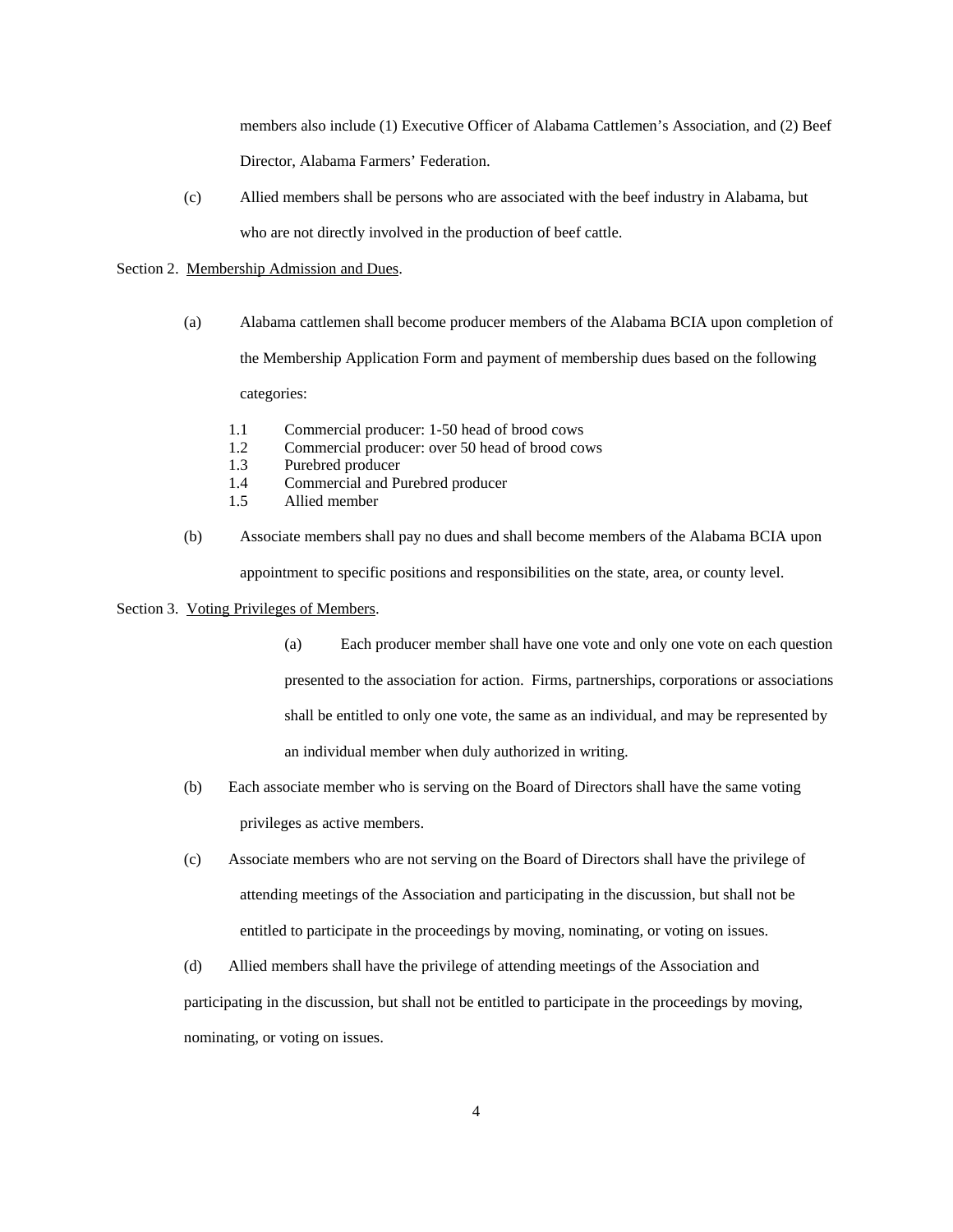members also include (1) Executive Officer of Alabama Cattlemen's Association, and (2) Beef Director, Alabama Farmers' Federation.

(c) Allied members shall be persons who are associated with the beef industry in Alabama, but who are not directly involved in the production of beef cattle.

Section 2. Membership Admission and Dues.

(a) Alabama cattlemen shall become producer members of the Alabama BCIA upon completion of the Membership Application Form and payment of membership dues based on the following categories:

1.1 Commercial producer: 1-50 head of brood cows
1.2 Commercial producer: over 50 head of brood cows
1.3 Purebred producer
1.4 Commercial and Purebred producer
1.5 Allied member

(b) Associate members shall pay no dues and shall become members of the Alabama BCIA upon appointment to specific positions and responsibilities on the state, area, or county level.

Section 3. Voting Privileges of Members.

(a) Each producer member shall have one vote and only one vote on each question presented to the association for action. Firms, partnerships, corporations or associations shall be entitled to only one vote, the same as an individual, and may be represented by an individual member when duly authorized in writing.

(b) Each associate member who is serving on the Board of Directors shall have the same voting privileges as active members.

(c) Associate members who are not serving on the Board of Directors shall have the privilege of attending meetings of the Association and participating in the discussion, but shall not be entitled to participate in the proceedings by moving, nominating, or voting on issues.

(d) Allied members shall have the privilege of attending meetings of the Association and participating in the discussion, but shall not be entitled to participate in the proceedings by moving, nominating, or voting on issues.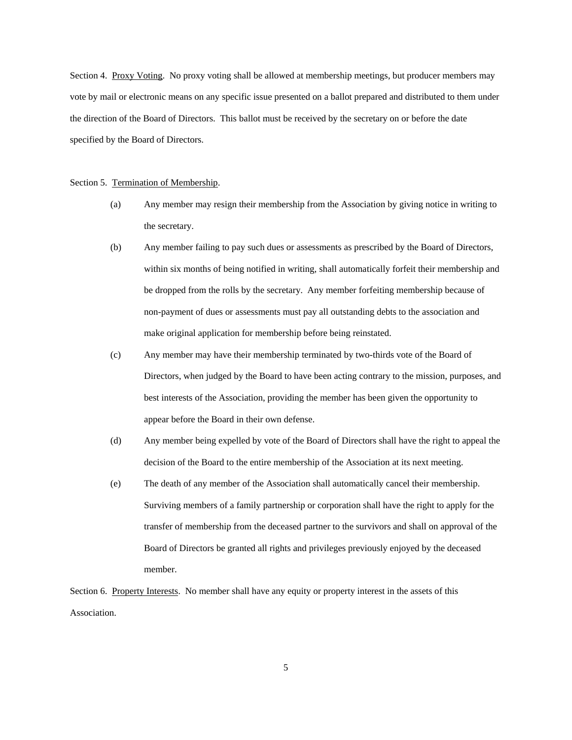Section 4. <u>Proxy Voting</u>. No proxy voting shall be allowed at membership meetings, but producer members may vote by mail or electronic means on any specific issue presented on a ballot prepared and distributed to them under the direction of the Board of Directors. This ballot must be received by the secretary on or before the date specified by the Board of Directors.

Section 5. <u>Termination of Membership</u>.

(a) Any member may resign their membership from the Association by giving notice in writing to the secretary.

(b) Any member failing to pay such dues or assessments as prescribed by the Board of Directors, within six months of being notified in writing, shall automatically forfeit their membership and be dropped from the rolls by the secretary. Any member forfeiting membership because of non-payment of dues or assessments must pay all outstanding debts to the association and make original application for membership before being reinstated.

(c) Any member may have their membership terminated by two-thirds vote of the Board of Directors, when judged by the Board to have been acting contrary to the mission, purposes, and best interests of the Association, providing the member has been given the opportunity to appear before the Board in their own defense.

(d) Any member being expelled by vote of the Board of Directors shall have the right to appeal the decision of the Board to the entire membership of the Association at its next meeting.

(e) The death of any member of the Association shall automatically cancel their membership. Surviving members of a family partnership or corporation shall have the right to apply for the transfer of membership from the deceased partner to the survivors and shall on approval of the Board of Directors be granted all rights and privileges previously enjoyed by the deceased member.

Section 6. <u>Property Interests</u>. No member shall have any equity or property interest in the assets of this Association.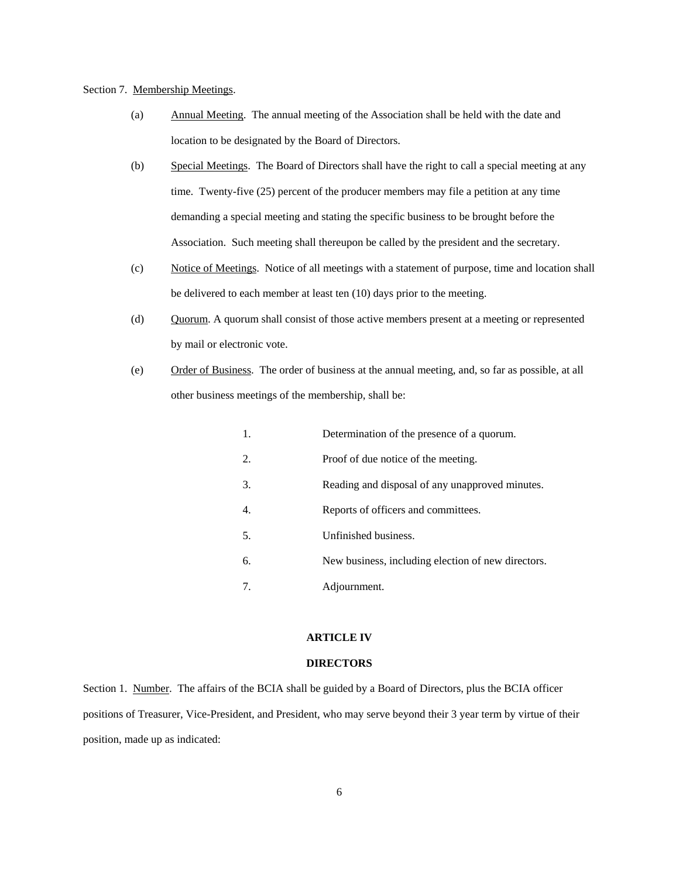Section 7. Membership Meetings.

(a) Annual Meeting. The annual meeting of the Association shall be held with the date and location to be designated by the Board of Directors.

(b) Special Meetings. The Board of Directors shall have the right to call a special meeting at any time. Twenty-five (25) percent of the producer members may file a petition at any time demanding a special meeting and stating the specific business to be brought before the Association. Such meeting shall thereupon be called by the president and the secretary.

(c) Notice of Meetings. Notice of all meetings with a statement of purpose, time and location shall be delivered to each member at least ten (10) days prior to the meeting.

(d) Quorum. A quorum shall consist of those active members present at a meeting or represented by mail or electronic vote.

(e) Order of Business. The order of business at the annual meeting, and, so far as possible, at all other business meetings of the membership, shall be:

1. Determination of the presence of a quorum.
2. Proof of due notice of the meeting.
3. Reading and disposal of any unapproved minutes.
4. Reports of officers and committees.
5. Unfinished business.
6. New business, including election of new directors.
7. Adjournment.

## ARTICLE IV

## DIRECTORS

Section 1. Number. The affairs of the BCIA shall be guided by a Board of Directors, plus the BCIA officer positions of Treasurer, Vice-President, and President, who may serve beyond their 3 year term by virtue of their position, made up as indicated: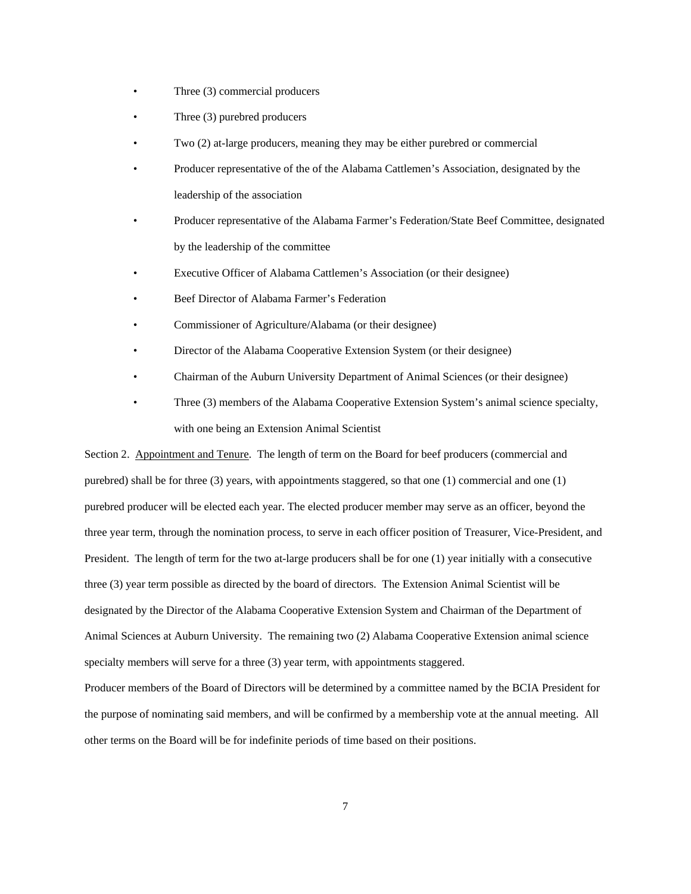- Three (3) commercial producers
- Three (3) purebred producers
- Two (2) at-large producers, meaning they may be either purebred or commercial
- Producer representative of the of the Alabama Cattlemen's Association, designated by the leadership of the association
- Producer representative of the Alabama Farmer's Federation/State Beef Committee, designated by the leadership of the committee
- Executive Officer of Alabama Cattlemen's Association (or their designee)
- Beef Director of Alabama Farmer's Federation
- Commissioner of Agriculture/Alabama (or their designee)
- Director of the Alabama Cooperative Extension System (or their designee)
- Chairman of the Auburn University Department of Animal Sciences (or their designee)
- Three (3) members of the Alabama Cooperative Extension System's animal science specialty, with one being an Extension Animal Scientist

Section 2. Appointment and Tenure. The length of term on the Board for beef producers (commercial and purebred) shall be for three (3) years, with appointments staggered, so that one (1) commercial and one (1) purebred producer will be elected each year. The elected producer member may serve as an officer, beyond the three year term, through the nomination process, to serve in each officer position of Treasurer, Vice-President, and President. The length of term for the two at-large producers shall be for one (1) year initially with a consecutive three (3) year term possible as directed by the board of directors. The Extension Animal Scientist will be designated by the Director of the Alabama Cooperative Extension System and Chairman of the Department of Animal Sciences at Auburn University. The remaining two (2) Alabama Cooperative Extension animal science specialty members will serve for a three (3) year term, with appointments staggered.

Producer members of the Board of Directors will be determined by a committee named by the BCIA President for the purpose of nominating said members, and will be confirmed by a membership vote at the annual meeting. All other terms on the Board will be for indefinite periods of time based on their positions.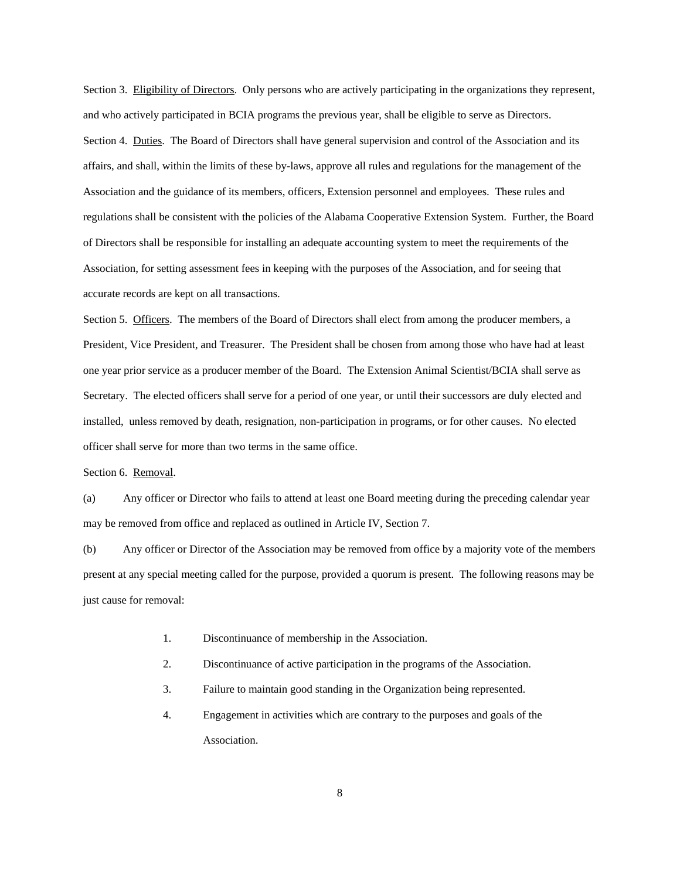Section 3. Eligibility of Directors. Only persons who are actively participating in the organizations they represent, and who actively participated in BCIA programs the previous year, shall be eligible to serve as Directors.

Section 4. Duties. The Board of Directors shall have general supervision and control of the Association and its affairs, and shall, within the limits of these by-laws, approve all rules and regulations for the management of the Association and the guidance of its members, officers, Extension personnel and employees. These rules and regulations shall be consistent with the policies of the Alabama Cooperative Extension System. Further, the Board of Directors shall be responsible for installing an adequate accounting system to meet the requirements of the Association, for setting assessment fees in keeping with the purposes of the Association, and for seeing that accurate records are kept on all transactions.

Section 5. Officers. The members of the Board of Directors shall elect from among the producer members, a President, Vice President, and Treasurer. The President shall be chosen from among those who have had at least one year prior service as a producer member of the Board. The Extension Animal Scientist/BCIA shall serve as Secretary. The elected officers shall serve for a period of one year, or until their successors are duly elected and installed, unless removed by death, resignation, non-participation in programs, or for other causes. No elected officer shall serve for more than two terms in the same office.

Section 6. Removal.

(a) Any officer or Director who fails to attend at least one Board meeting during the preceding calendar year may be removed from office and replaced as outlined in Article IV, Section 7.

(b) Any officer or Director of the Association may be removed from office by a majority vote of the members present at any special meeting called for the purpose, provided a quorum is present. The following reasons may be just cause for removal:

1. Discontinuance of membership in the Association.
2. Discontinuance of active participation in the programs of the Association.
3. Failure to maintain good standing in the Organization being represented.
4. Engagement in activities which are contrary to the purposes and goals of the Association.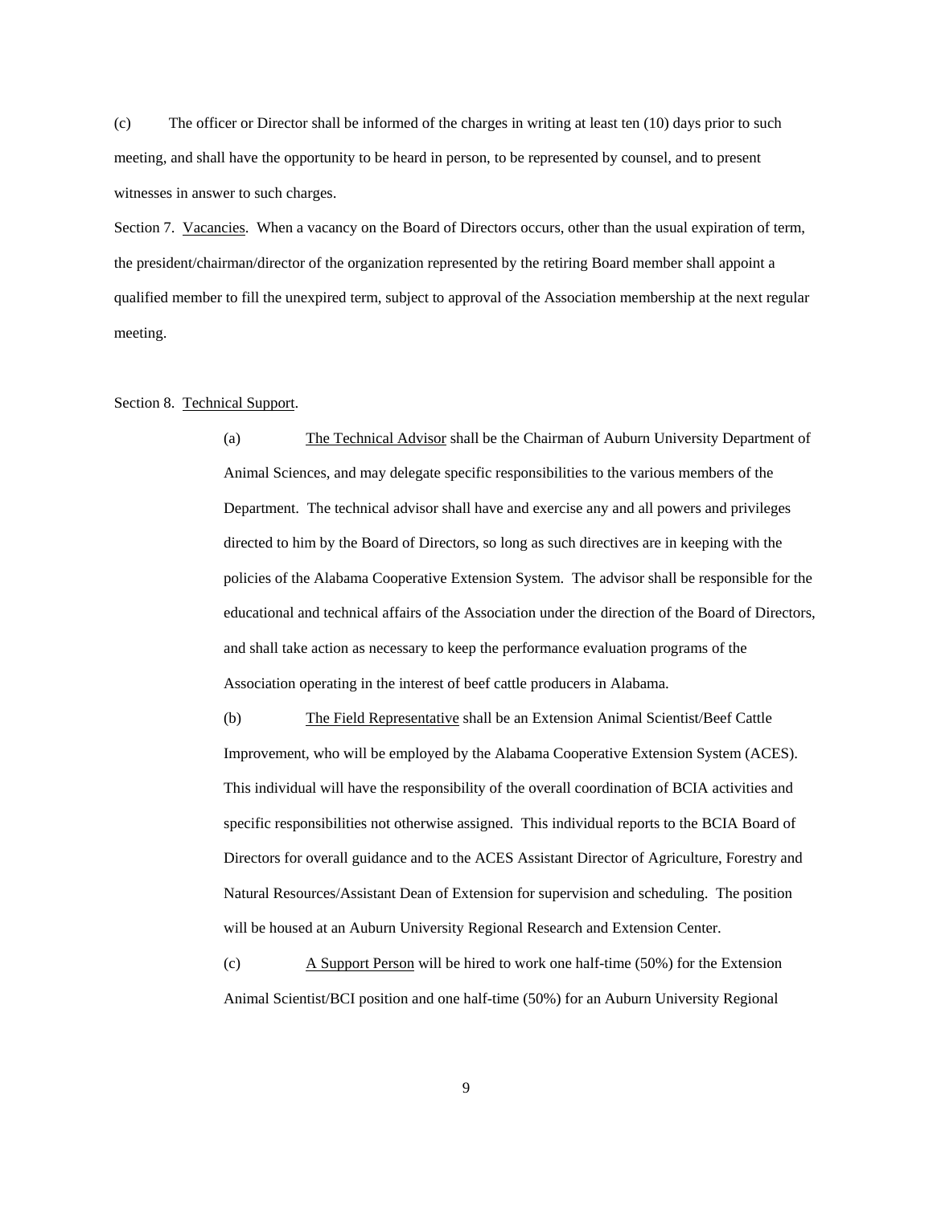(c) The officer or Director shall be informed of the charges in writing at least ten (10) days prior to such meeting, and shall have the opportunity to be heard in person, to be represented by counsel, and to present witnesses in answer to such charges.

Section 7. <u>Vacancies</u>. When a vacancy on the Board of Directors occurs, other than the usual expiration of term, the president/chairman/director of the organization represented by the retiring Board member shall appoint a qualified member to fill the unexpired term, subject to approval of the Association membership at the next regular meeting.

Section 8. <u>Technical Support</u>.

(a) <u>The Technical Advisor</u> shall be the Chairman of Auburn University Department of Animal Sciences, and may delegate specific responsibilities to the various members of the Department. The technical advisor shall have and exercise any and all powers and privileges directed to him by the Board of Directors, so long as such directives are in keeping with the policies of the Alabama Cooperative Extension System. The advisor shall be responsible for the educational and technical affairs of the Association under the direction of the Board of Directors, and shall take action as necessary to keep the performance evaluation programs of the Association operating in the interest of beef cattle producers in Alabama.

(b) <u>The Field Representative</u> shall be an Extension Animal Scientist/Beef Cattle Improvement, who will be employed by the Alabama Cooperative Extension System (ACES). This individual will have the responsibility of the overall coordination of BCIA activities and specific responsibilities not otherwise assigned. This individual reports to the BCIA Board of Directors for overall guidance and to the ACES Assistant Director of Agriculture, Forestry and Natural Resources/Assistant Dean of Extension for supervision and scheduling. The position will be housed at an Auburn University Regional Research and Extension Center.

(c) <u>A Support Person</u> will be hired to work one half-time (50%) for the Extension Animal Scientist/BCI position and one half-time (50%) for an Auburn University Regional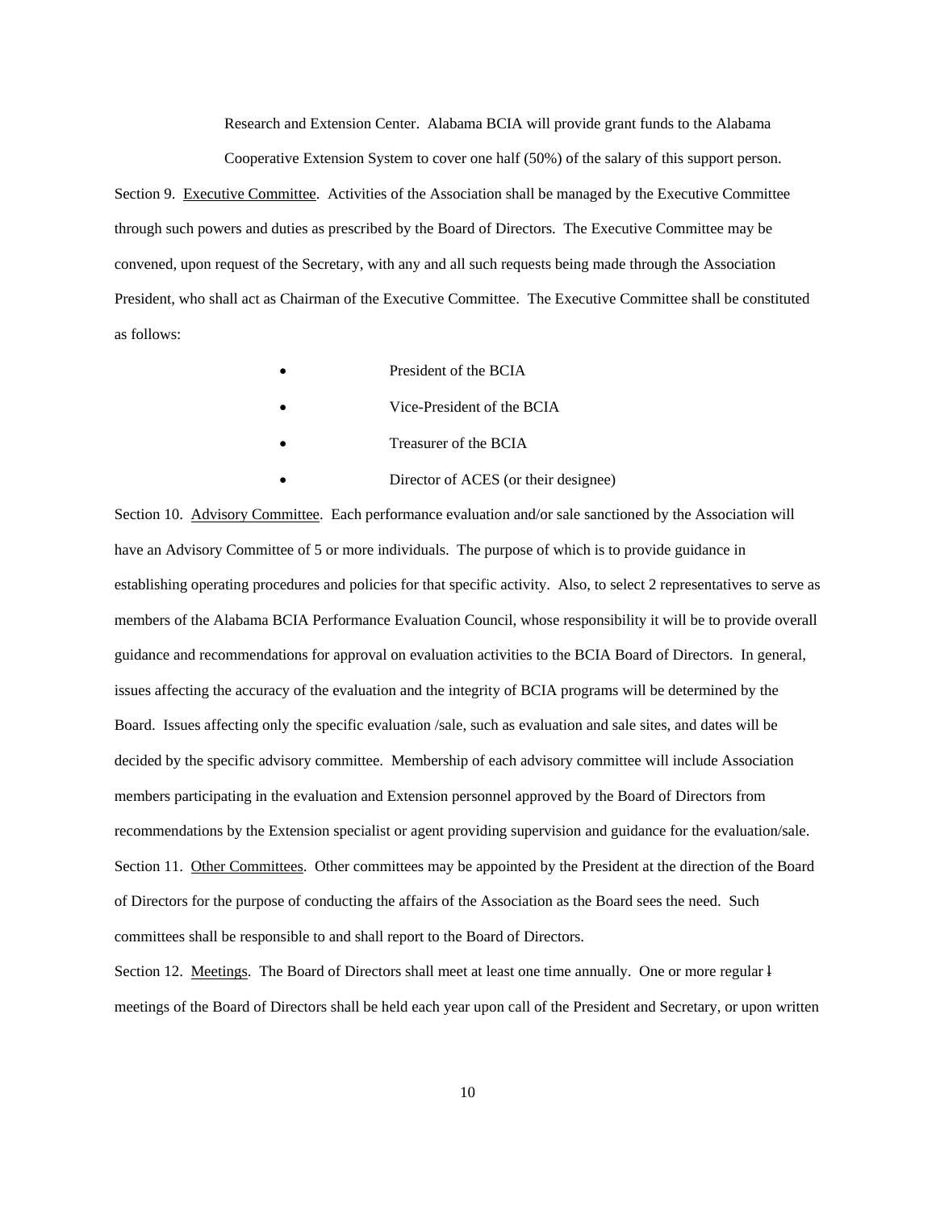Research and Extension Center. Alabama BCIA will provide grant funds to the Alabama Cooperative Extension System to cover one half (50%) of the salary of this support person.

Section 9. Executive Committee. Activities of the Association shall be managed by the Executive Committee through such powers and duties as prescribed by the Board of Directors. The Executive Committee may be convened, upon request of the Secretary, with any and all such requests being made through the Association President, who shall act as Chairman of the Executive Committee. The Executive Committee shall be constituted as follows:

- President of the BCIA
- Vice-President of the BCIA
- Treasurer of the BCIA
- Director of ACES (or their designee)

Section 10. Advisory Committee. Each performance evaluation and/or sale sanctioned by the Association will have an Advisory Committee of 5 or more individuals. The purpose of which is to provide guidance in establishing operating procedures and policies for that specific activity. Also, to select 2 representatives to serve as members of the Alabama BCIA Performance Evaluation Council, whose responsibility it will be to provide overall guidance and recommendations for approval on evaluation activities to the BCIA Board of Directors. In general, issues affecting the accuracy of the evaluation and the integrity of BCIA programs will be determined by the Board. Issues affecting only the specific evaluation /sale, such as evaluation and sale sites, and dates will be decided by the specific advisory committee. Membership of each advisory committee will include Association members participating in the evaluation and Extension personnel approved by the Board of Directors from recommendations by the Extension specialist or agent providing supervision and guidance for the evaluation/sale.

Section 11. Other Committees. Other committees may be appointed by the President at the direction of the Board of Directors for the purpose of conducting the affairs of the Association as the Board sees the need. Such committees shall be responsible to and shall report to the Board of Directors.

Section 12. Meetings. The Board of Directors shall meet at least one time annually. One or more regular l meetings of the Board of Directors shall be held each year upon call of the President and Secretary, or upon written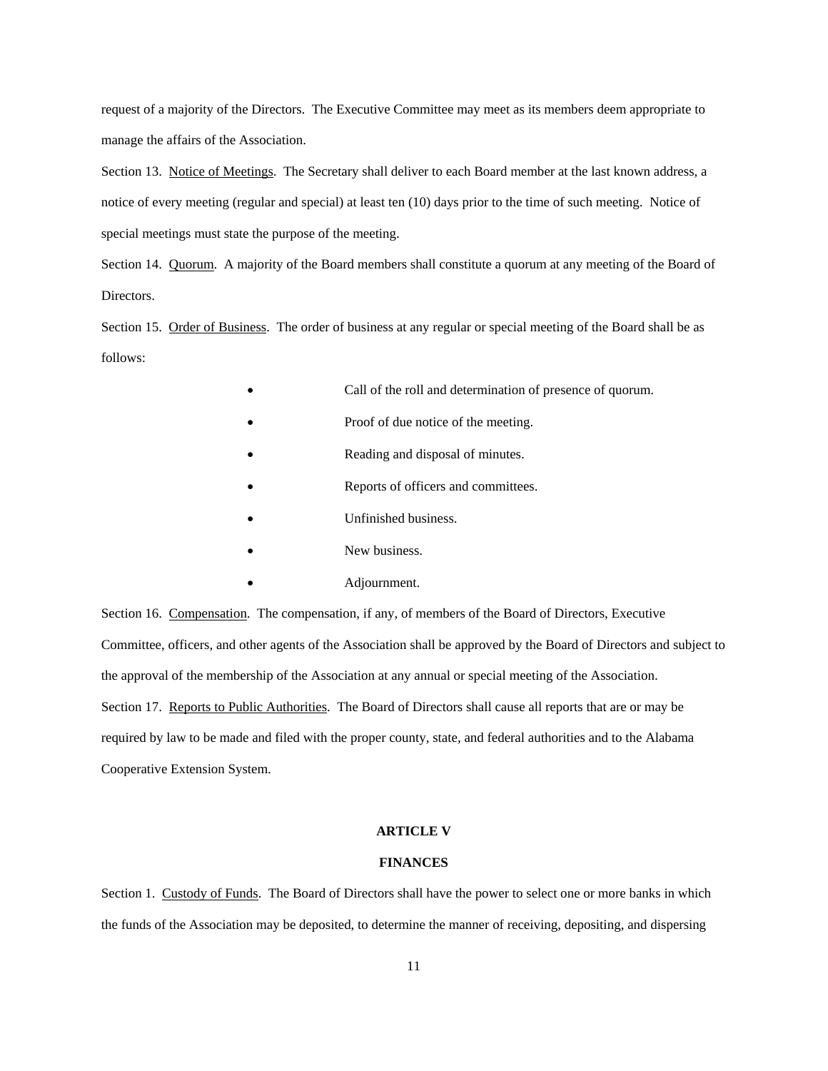request of a majority of the Directors. The Executive Committee may meet as its members deem appropriate to manage the affairs of the Association.

Section 13. Notice of Meetings. The Secretary shall deliver to each Board member at the last known address, a notice of every meeting (regular and special) at least ten (10) days prior to the time of such meeting. Notice of special meetings must state the purpose of the meeting.

Section 14. Quorum. A majority of the Board members shall constitute a quorum at any meeting of the Board of Directors.

Section 15. Order of Business. The order of business at any regular or special meeting of the Board shall be as follows:

- Call of the roll and determination of presence of quorum.
- Proof of due notice of the meeting.
- Reading and disposal of minutes.
- Reports of officers and committees.
- Unfinished business.
- New business.
- Adjournment.

Section 16. Compensation. The compensation, if any, of members of the Board of Directors, Executive Committee, officers, and other agents of the Association shall be approved by the Board of Directors and subject to the approval of the membership of the Association at any annual or special meeting of the Association.

Section 17. Reports to Public Authorities. The Board of Directors shall cause all reports that are or may be required by law to be made and filed with the proper county, state, and federal authorities and to the Alabama Cooperative Extension System.

## ARTICLE V

## FINANCES

Section 1. Custody of Funds. The Board of Directors shall have the power to select one or more banks in which the funds of the Association may be deposited, to determine the manner of receiving, depositing, and dispersing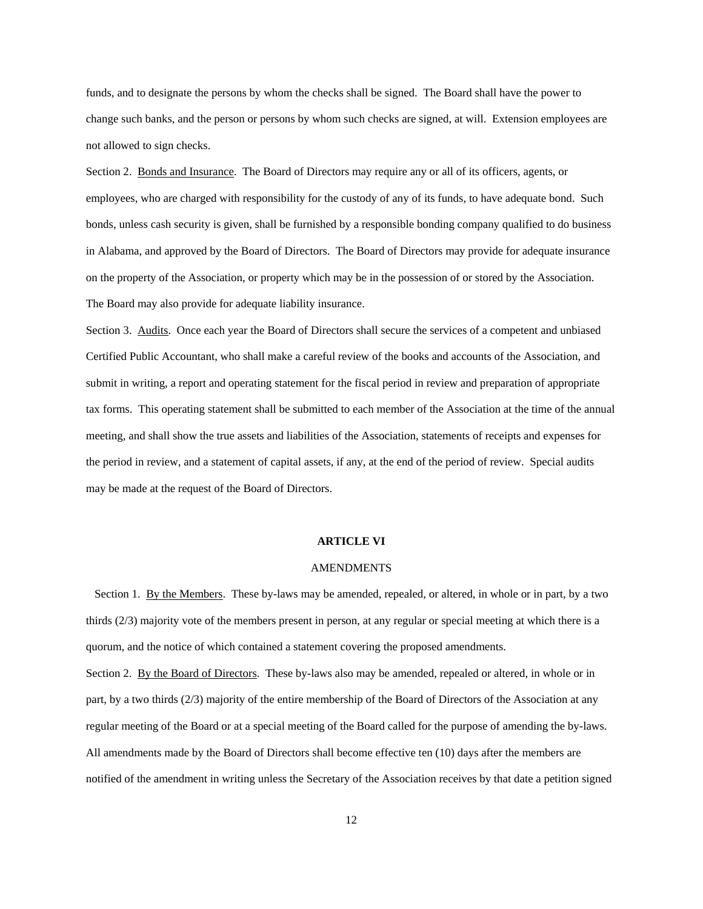funds, and to designate the persons by whom the checks shall be signed. The Board shall have the power to change such banks, and the person or persons by whom such checks are signed, at will. Extension employees are not allowed to sign checks.

Section 2. Bonds and Insurance. The Board of Directors may require any or all of its officers, agents, or employees, who are charged with responsibility for the custody of any of its funds, to have adequate bond. Such bonds, unless cash security is given, shall be furnished by a responsible bonding company qualified to do business in Alabama, and approved by the Board of Directors. The Board of Directors may provide for adequate insurance on the property of the Association, or property which may be in the possession of or stored by the Association. The Board may also provide for adequate liability insurance.

Section 3. Audits. Once each year the Board of Directors shall secure the services of a competent and unbiased Certified Public Accountant, who shall make a careful review of the books and accounts of the Association, and submit in writing, a report and operating statement for the fiscal period in review and preparation of appropriate tax forms. This operating statement shall be submitted to each member of the Association at the time of the annual meeting, and shall show the true assets and liabilities of the Association, statements of receipts and expenses for the period in review, and a statement of capital assets, if any, at the end of the period of review. Special audits may be made at the request of the Board of Directors.

## ARTICLE VI

### AMENDMENTS

Section 1. By the Members. These by-laws may be amended, repealed, or altered, in whole or in part, by a two thirds (2/3) majority vote of the members present in person, at any regular or special meeting at which there is a quorum, and the notice of which contained a statement covering the proposed amendments.

Section 2. By the Board of Directors. These by-laws also may be amended, repealed or altered, in whole or in part, by a two thirds (2/3) majority of the entire membership of the Board of Directors of the Association at any regular meeting of the Board or at a special meeting of the Board called for the purpose of amending the by-laws. All amendments made by the Board of Directors shall become effective ten (10) days after the members are notified of the amendment in writing unless the Secretary of the Association receives by that date a petition signed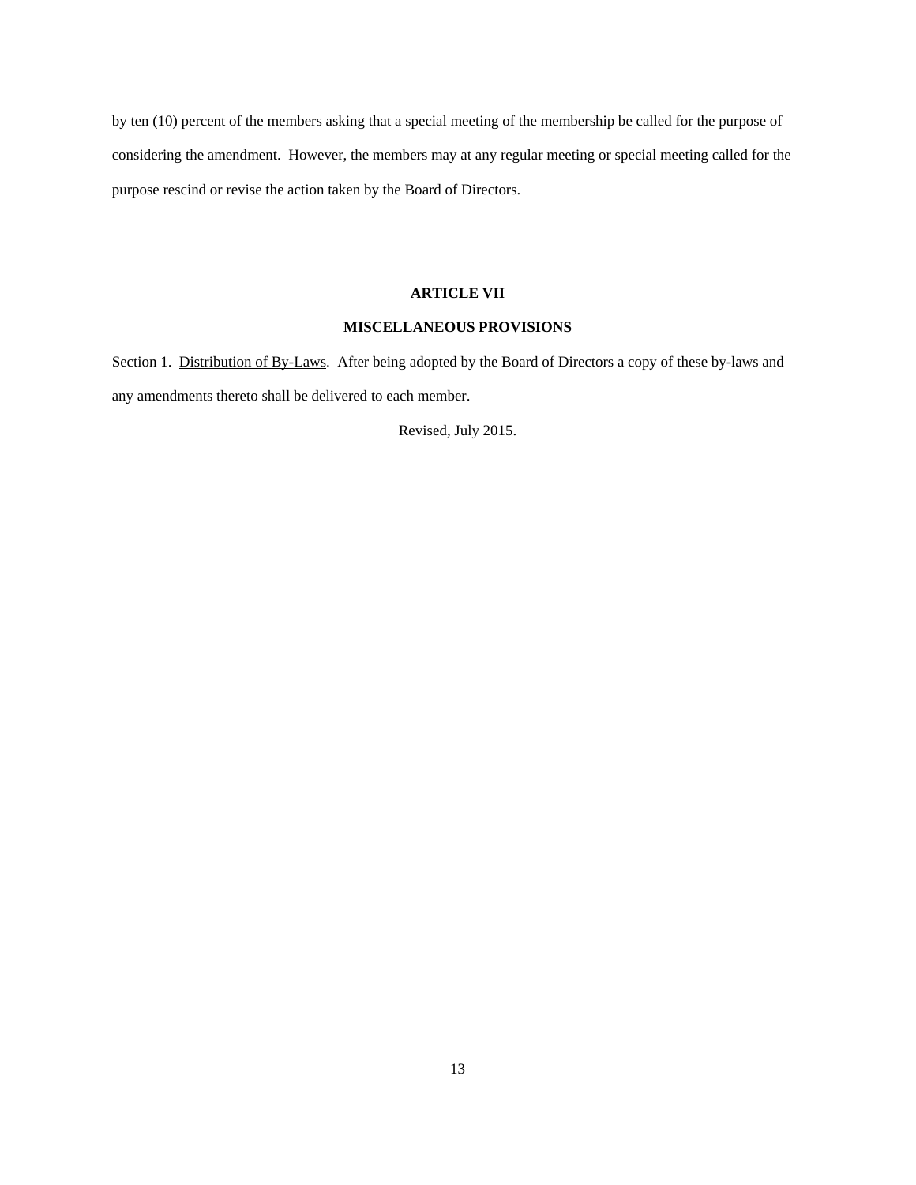by ten (10) percent of the members asking that a special meeting of the membership be called for the purpose of considering the amendment. However, the members may at any regular meeting or special meeting called for the purpose rescind or revise the action taken by the Board of Directors.

## ARTICLE VII

## MISCELLANEOUS PROVISIONS

Section 1. Distribution of By-Laws. After being adopted by the Board of Directors a copy of these by-laws and any amendments thereto shall be delivered to each member.

Revised, July 2015.